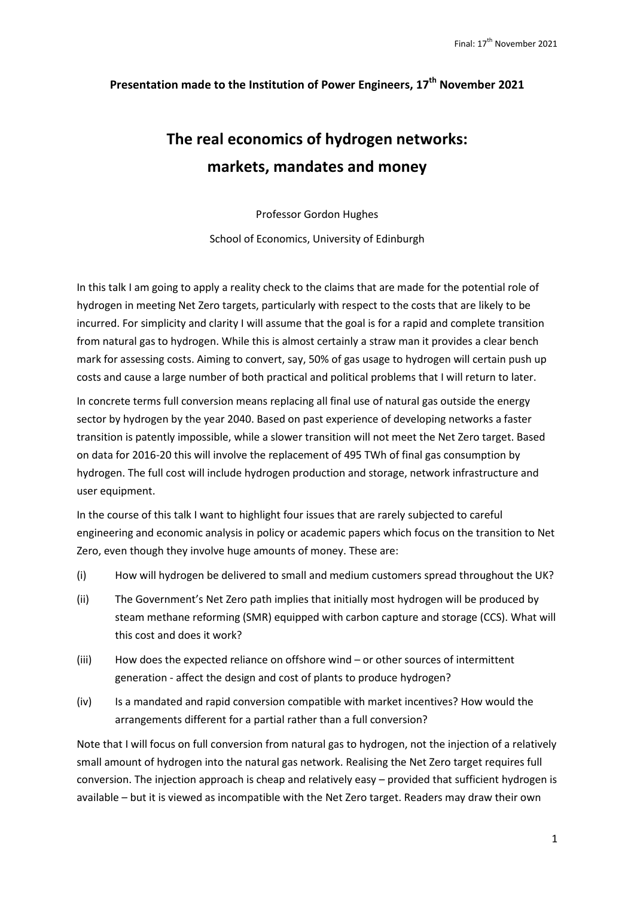**Presentation made to the Institution of Power Engineers, 17th November 2021**

# The real economics of hydrogen networks: markets, mandates and money

Professor Gordon Hughes

School of Economics, University of Edinburgh

In this talk I am going to apply a reality check to the claims that are made for the potential role of hydrogen in meeting Net Zero targets, particularly with respect to the costs that are likely to be incurred. For simplicity and clarity I will assume that the goal is for a rapid and complete transition from natural gas to hydrogen. While this is almost certainly a straw man it provides a clear bench mark for assessing costs. Aiming to convert, say, 50% of gas usage to hydrogen will certain push up costs and cause a large number of both practical and political problems that I will return to later.

In concrete terms full conversion means replacing all final use of natural gas outside the energy sector by hydrogen by the year 2040. Based on past experience of developing networks a faster transition is patently impossible, while a slower transition will not meet the Net Zero target. Based on data for 2016-20 this will involve the replacement of 495 TWh of final gas consumption by hydrogen. The full cost will include hydrogen production and storage, network infrastructure and user equipment.

In the course of this talk I want to highlight four issues that are rarely subjected to careful engineering and economic analysis in policy or academic papers which focus on the transition to Net Zero, even though they involve huge amounts of money. These are:

(i) How will hydrogen be delivered to small and medium customers spread throughout the UK?

(ii) The Government's Net Zero path implies that initially most hydrogen will be produced by steam methane reforming (SMR) equipped with carbon capture and storage (CCS). What will this cost and does it work?

(iii) How does the expected reliance on offshore wind – or other sources of intermittent generation - affect the design and cost of plants to produce hydrogen?

(iv) Is a mandated and rapid conversion compatible with market incentives? How would the arrangements different for a partial rather than a full conversion?

Note that I will focus on full conversion from natural gas to hydrogen, not the injection of a relatively small amount of hydrogen into the natural gas network. Realising the Net Zero target requires full conversion. The injection approach is cheap and relatively easy – provided that sufficient hydrogen is available – but it is viewed as incompatible with the Net Zero target. Readers may draw their own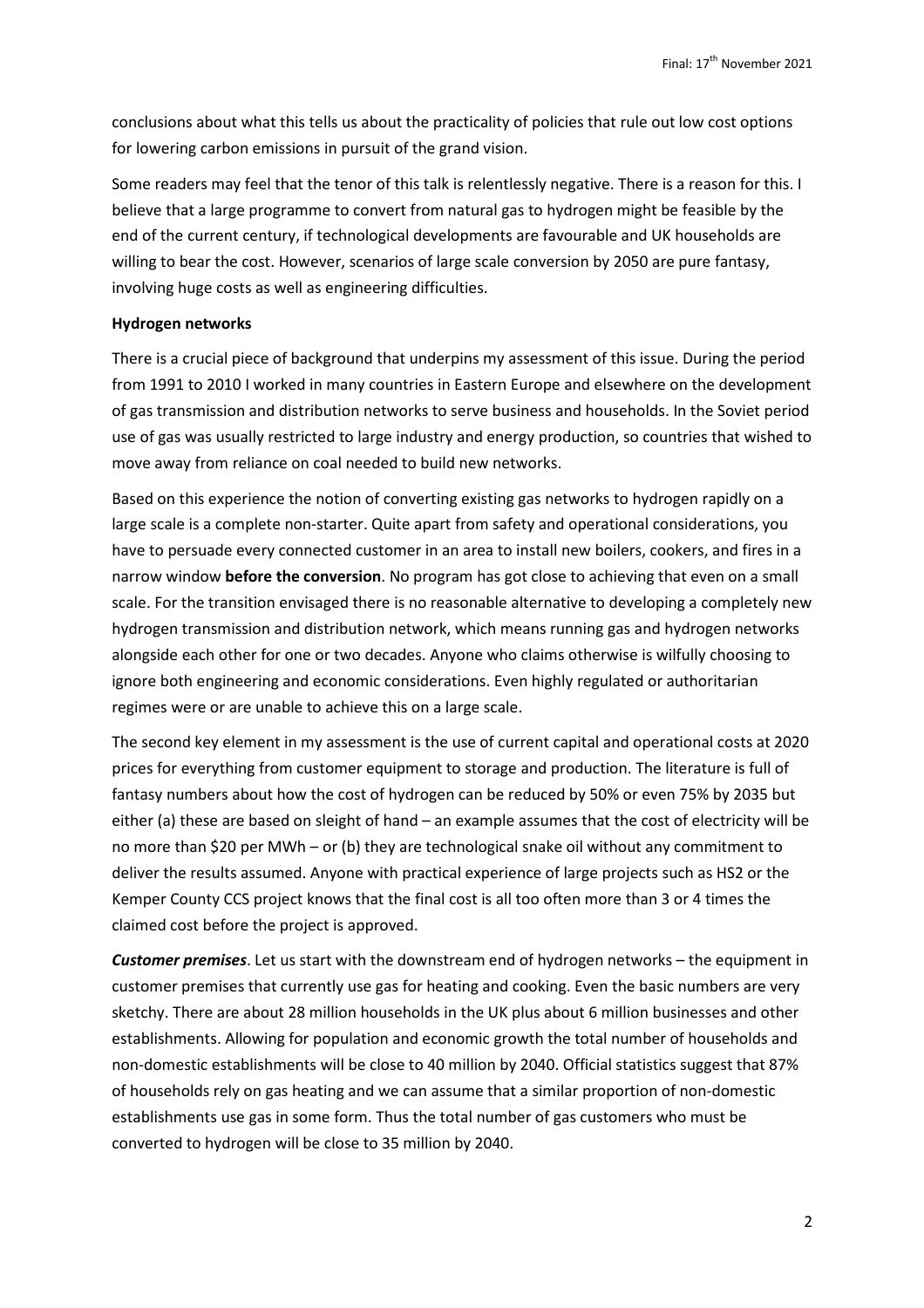conclusions about what this tells us about the practicality of policies that rule out low cost options for lowering carbon emissions in pursuit of the grand vision.

Some readers may feel that the tenor of this talk is relentlessly negative. There is a reason for this. I believe that a large programme to convert from natural gas to hydrogen might be feasible by the end of the current century, if technological developments are favourable and UK households are willing to bear the cost. However, scenarios of large scale conversion by 2050 are pure fantasy, involving huge costs as well as engineering difficulties.

**Hydrogen networks**

There is a crucial piece of background that underpins my assessment of this issue. During the period from 1991 to 2010 I worked in many countries in Eastern Europe and elsewhere on the development of gas transmission and distribution networks to serve business and households. In the Soviet period use of gas was usually restricted to large industry and energy production, so countries that wished to move away from reliance on coal needed to build new networks.

Based on this experience the notion of converting existing gas networks to hydrogen rapidly on a large scale is a complete non-starter. Quite apart from safety and operational considerations, you have to persuade every connected customer in an area to install new boilers, cookers, and fires in a narrow window **before the conversion**. No program has got close to achieving that even on a small scale. For the transition envisaged there is no reasonable alternative to developing a completely new hydrogen transmission and distribution network, which means running gas and hydrogen networks alongside each other for one or two decades. Anyone who claims otherwise is wilfully choosing to ignore both engineering and economic considerations. Even highly regulated or authoritarian regimes were or are unable to achieve this on a large scale.

The second key element in my assessment is the use of current capital and operational costs at 2020 prices for everything from customer equipment to storage and production. The literature is full of fantasy numbers about how the cost of hydrogen can be reduced by 50% or even 75% by 2035 but either (a) these are based on sleight of hand – an example assumes that the cost of electricity will be no more than $20 per MWh – or (b) they are technological snake oil without any commitment to deliver the results assumed. Anyone with practical experience of large projects such as HS2 or the Kemper County CCS project knows that the final cost is all too often more than 3 or 4 times the claimed cost before the project is approved.

***Customer premises***. Let us start with the downstream end of hydrogen networks – the equipment in customer premises that currently use gas for heating and cooking. Even the basic numbers are very sketchy. There are about 28 million households in the UK plus about 6 million businesses and other establishments. Allowing for population and economic growth the total number of households and non-domestic establishments will be close to 40 million by 2040. Official statistics suggest that 87% of households rely on gas heating and we can assume that a similar proportion of non-domestic establishments use gas in some form. Thus the total number of gas customers who must be converted to hydrogen will be close to 35 million by 2040.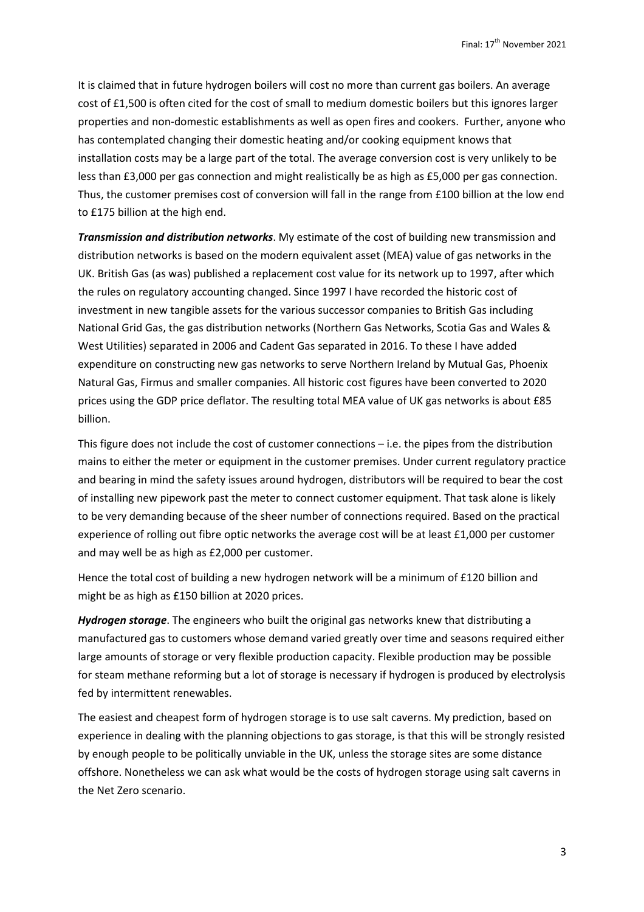It is claimed that in future hydrogen boilers will cost no more than current gas boilers. An average cost of £1,500 is often cited for the cost of small to medium domestic boilers but this ignores larger properties and non-domestic establishments as well as open fires and cookers. Further, anyone who has contemplated changing their domestic heating and/or cooking equipment knows that installation costs may be a large part of the total. The average conversion cost is very unlikely to be less than £3,000 per gas connection and might realistically be as high as £5,000 per gas connection. Thus, the customer premises cost of conversion will fall in the range from £100 billion at the low end to £175 billion at the high end.

***Transmission and distribution networks***. My estimate of the cost of building new transmission and distribution networks is based on the modern equivalent asset (MEA) value of gas networks in the UK. British Gas (as was) published a replacement cost value for its network up to 1997, after which the rules on regulatory accounting changed. Since 1997 I have recorded the historic cost of investment in new tangible assets for the various successor companies to British Gas including National Grid Gas, the gas distribution networks (Northern Gas Networks, Scotia Gas and Wales & West Utilities) separated in 2006 and Cadent Gas separated in 2016. To these I have added expenditure on constructing new gas networks to serve Northern Ireland by Mutual Gas, Phoenix Natural Gas, Firmus and smaller companies. All historic cost figures have been converted to 2020 prices using the GDP price deflator. The resulting total MEA value of UK gas networks is about £85 billion.

This figure does not include the cost of customer connections – i.e. the pipes from the distribution mains to either the meter or equipment in the customer premises. Under current regulatory practice and bearing in mind the safety issues around hydrogen, distributors will be required to bear the cost of installing new pipework past the meter to connect customer equipment. That task alone is likely to be very demanding because of the sheer number of connections required. Based on the practical experience of rolling out fibre optic networks the average cost will be at least £1,000 per customer and may well be as high as £2,000 per customer.

Hence the total cost of building a new hydrogen network will be a minimum of £120 billion and might be as high as £150 billion at 2020 prices.

***Hydrogen storage***. The engineers who built the original gas networks knew that distributing a manufactured gas to customers whose demand varied greatly over time and seasons required either large amounts of storage or very flexible production capacity. Flexible production may be possible for steam methane reforming but a lot of storage is necessary if hydrogen is produced by electrolysis fed by intermittent renewables.

The easiest and cheapest form of hydrogen storage is to use salt caverns. My prediction, based on experience in dealing with the planning objections to gas storage, is that this will be strongly resisted by enough people to be politically unviable in the UK, unless the storage sites are some distance offshore. Nonetheless we can ask what would be the costs of hydrogen storage using salt caverns in the Net Zero scenario.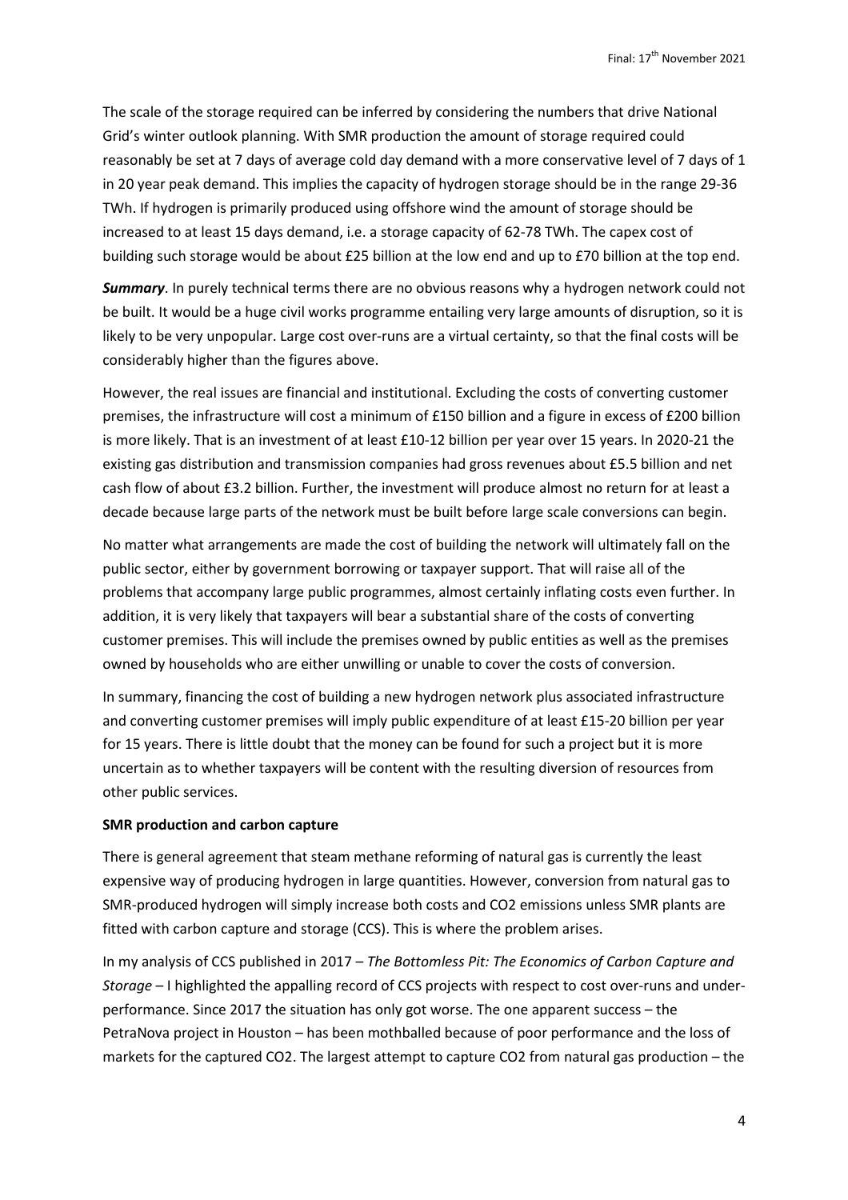The scale of the storage required can be inferred by considering the numbers that drive National Grid's winter outlook planning. With SMR production the amount of storage required could reasonably be set at 7 days of average cold day demand with a more conservative level of 7 days of 1 in 20 year peak demand. This implies the capacity of hydrogen storage should be in the range 29-36 TWh. If hydrogen is primarily produced using offshore wind the amount of storage should be increased to at least 15 days demand, i.e. a storage capacity of 62-78 TWh. The capex cost of building such storage would be about £25 billion at the low end and up to £70 billion at the top end.

***Summary***. In purely technical terms there are no obvious reasons why a hydrogen network could not be built. It would be a huge civil works programme entailing very large amounts of disruption, so it is likely to be very unpopular. Large cost over-runs are a virtual certainty, so that the final costs will be considerably higher than the figures above.

However, the real issues are financial and institutional. Excluding the costs of converting customer premises, the infrastructure will cost a minimum of £150 billion and a figure in excess of £200 billion is more likely. That is an investment of at least £10-12 billion per year over 15 years. In 2020-21 the existing gas distribution and transmission companies had gross revenues about £5.5 billion and net cash flow of about £3.2 billion. Further, the investment will produce almost no return for at least a decade because large parts of the network must be built before large scale conversions can begin.

No matter what arrangements are made the cost of building the network will ultimately fall on the public sector, either by government borrowing or taxpayer support. That will raise all of the problems that accompany large public programmes, almost certainly inflating costs even further. In addition, it is very likely that taxpayers will bear a substantial share of the costs of converting customer premises. This will include the premises owned by public entities as well as the premises owned by households who are either unwilling or unable to cover the costs of conversion.

In summary, financing the cost of building a new hydrogen network plus associated infrastructure and converting customer premises will imply public expenditure of at least £15-20 billion per year for 15 years. There is little doubt that the money can be found for such a project but it is more uncertain as to whether taxpayers will be content with the resulting diversion of resources from other public services.

**SMR production and carbon capture**

There is general agreement that steam methane reforming of natural gas is currently the least expensive way of producing hydrogen in large quantities. However, conversion from natural gas to SMR-produced hydrogen will simply increase both costs and $CO_2$ emissions unless SMR plants are fitted with carbon capture and storage (CCS). This is where the problem arises.

In my analysis of CCS published in 2017 – *The Bottomless Pit: The Economics of Carbon Capture and Storage* – I highlighted the appalling record of CCS projects with respect to cost over-runs and under-performance. Since 2017 the situation has only got worse. The one apparent success – the PetraNova project in Houston – has been mothballed because of poor performance and the loss of markets for the captured $CO_2$. The largest attempt to capture $CO_2$ from natural gas production – the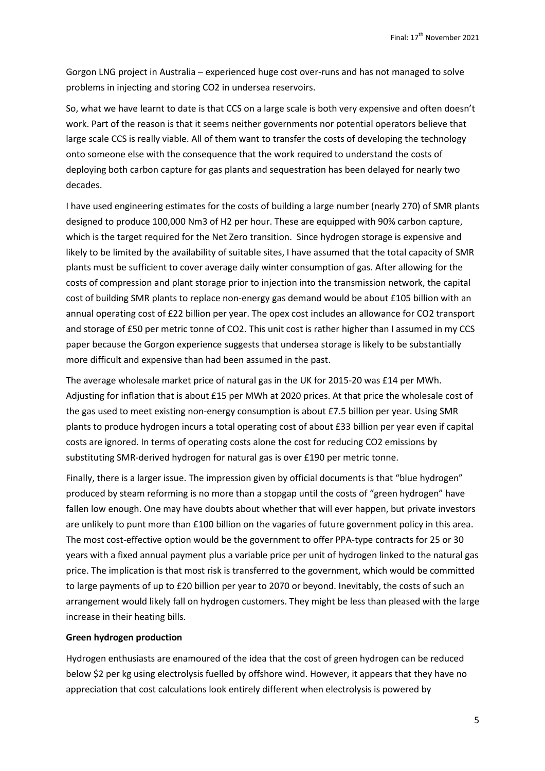Gorgon LNG project in Australia – experienced huge cost over-runs and has not managed to solve problems in injecting and storing $CO_2$ in undersea reservoirs.

So, what we have learnt to date is that CCS on a large scale is both very expensive and often doesn't work. Part of the reason is that it seems neither governments nor potential operators believe that large scale CCS is really viable. All of them want to transfer the costs of developing the technology onto someone else with the consequence that the work required to understand the costs of deploying both carbon capture for gas plants and sequestration has been delayed for nearly two decades.

I have used engineering estimates for the costs of building a large number (nearly 270) of SMR plants designed to produce 100,000 $Nm^3$ of $H_2$ per hour. These are equipped with 90% carbon capture, which is the target required for the Net Zero transition. Since hydrogen storage is expensive and likely to be limited by the availability of suitable sites, I have assumed that the total capacity of SMR plants must be sufficient to cover average daily winter consumption of gas. After allowing for the costs of compression and plant storage prior to injection into the transmission network, the capital cost of building SMR plants to replace non-energy gas demand would be about £105 billion with an annual operating cost of £22 billion per year. The opex cost includes an allowance for $CO_2$ transport and storage of £50 per metric tonne of $CO_2$. This unit cost is rather higher than I assumed in my CCS paper because the Gorgon experience suggests that undersea storage is likely to be substantially more difficult and expensive than had been assumed in the past.

The average wholesale market price of natural gas in the UK for 2015-20 was £14 per MWh. Adjusting for inflation that is about £15 per MWh at 2020 prices. At that price the wholesale cost of the gas used to meet existing non-energy consumption is about £7.5 billion per year. Using SMR plants to produce hydrogen incurs a total operating cost of about £33 billion per year even if capital costs are ignored. In terms of operating costs alone the cost for reducing $CO_2$ emissions by substituting SMR-derived hydrogen for natural gas is over £190 per metric tonne.

Finally, there is a larger issue. The impression given by official documents is that "blue hydrogen" produced by steam reforming is no more than a stopgap until the costs of "green hydrogen" have fallen low enough. One may have doubts about whether that will ever happen, but private investors are unlikely to punt more than £100 billion on the vagaries of future government policy in this area. The most cost-effective option would be the government to offer PPA-type contracts for 25 or 30 years with a fixed annual payment plus a variable price per unit of hydrogen linked to the natural gas price. The implication is that most risk is transferred to the government, which would be committed to large payments of up to £20 billion per year to 2070 or beyond. Inevitably, the costs of such an arrangement would likely fall on hydrogen customers. They might be less than pleased with the large increase in their heating bills.

**Green hydrogen production**

Hydrogen enthusiasts are enamoured of the idea that the cost of green hydrogen can be reduced below $2 per kg using electrolysis fuelled by offshore wind. However, it appears that they have no appreciation that cost calculations look entirely different when electrolysis is powered by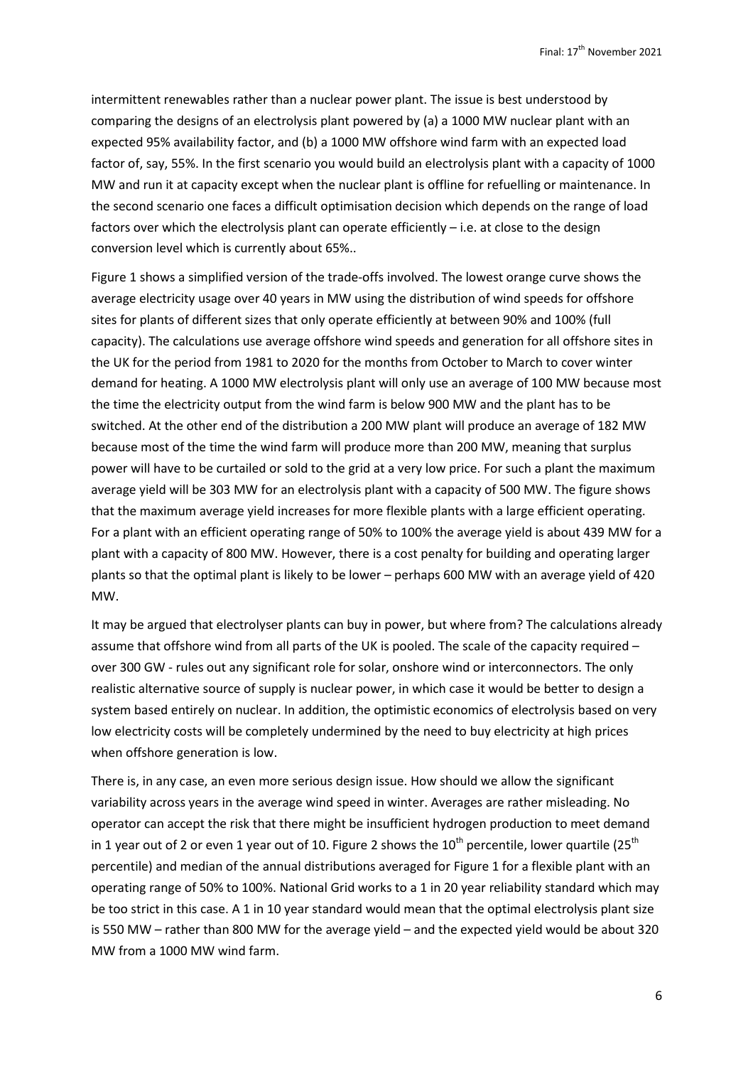intermittent renewables rather than a nuclear power plant. The issue is best understood by comparing the designs of an electrolysis plant powered by (a) a 1000 MW nuclear plant with an expected 95% availability factor, and (b) a 1000 MW offshore wind farm with an expected load factor of, say, 55%. In the first scenario you would build an electrolysis plant with a capacity of 1000 MW and run it at capacity except when the nuclear plant is offline for refuelling or maintenance. In the second scenario one faces a difficult optimisation decision which depends on the range of load factors over which the electrolysis plant can operate efficiently – i.e. at close to the design conversion level which is currently about 65%..

Figure 1 shows a simplified version of the trade-offs involved. The lowest orange curve shows the average electricity usage over 40 years in MW using the distribution of wind speeds for offshore sites for plants of different sizes that only operate efficiently at between 90% and 100% (full capacity). The calculations use average offshore wind speeds and generation for all offshore sites in the UK for the period from 1981 to 2020 for the months from October to March to cover winter demand for heating. A 1000 MW electrolysis plant will only use an average of 100 MW because most the time the electricity output from the wind farm is below 900 MW and the plant has to be switched. At the other end of the distribution a 200 MW plant will produce an average of 182 MW because most of the time the wind farm will produce more than 200 MW, meaning that surplus power will have to be curtailed or sold to the grid at a very low price. For such a plant the maximum average yield will be 303 MW for an electrolysis plant with a capacity of 500 MW. The figure shows that the maximum average yield increases for more flexible plants with a large efficient operating. For a plant with an efficient operating range of 50% to 100% the average yield is about 439 MW for a plant with a capacity of 800 MW. However, there is a cost penalty for building and operating larger plants so that the optimal plant is likely to be lower – perhaps 600 MW with an average yield of 420 MW.

It may be argued that electrolyser plants can buy in power, but where from? The calculations already assume that offshore wind from all parts of the UK is pooled. The scale of the capacity required – over 300 GW - rules out any significant role for solar, onshore wind or interconnectors. The only realistic alternative source of supply is nuclear power, in which case it would be better to design a system based entirely on nuclear. In addition, the optimistic economics of electrolysis based on very low electricity costs will be completely undermined by the need to buy electricity at high prices when offshore generation is low.

There is, in any case, an even more serious design issue. How should we allow the significant variability across years in the average wind speed in winter. Averages are rather misleading. No operator can accept the risk that there might be insufficient hydrogen production to meet demand in 1 year out of 2 or even 1 year out of 10. Figure 2 shows the 10th percentile, lower quartile (25th percentile) and median of the annual distributions averaged for Figure 1 for a flexible plant with an operating range of 50% to 100%. National Grid works to a 1 in 20 year reliability standard which may be too strict in this case. A 1 in 10 year standard would mean that the optimal electrolysis plant size is 550 MW – rather than 800 MW for the average yield – and the expected yield would be about 320 MW from a 1000 MW wind farm.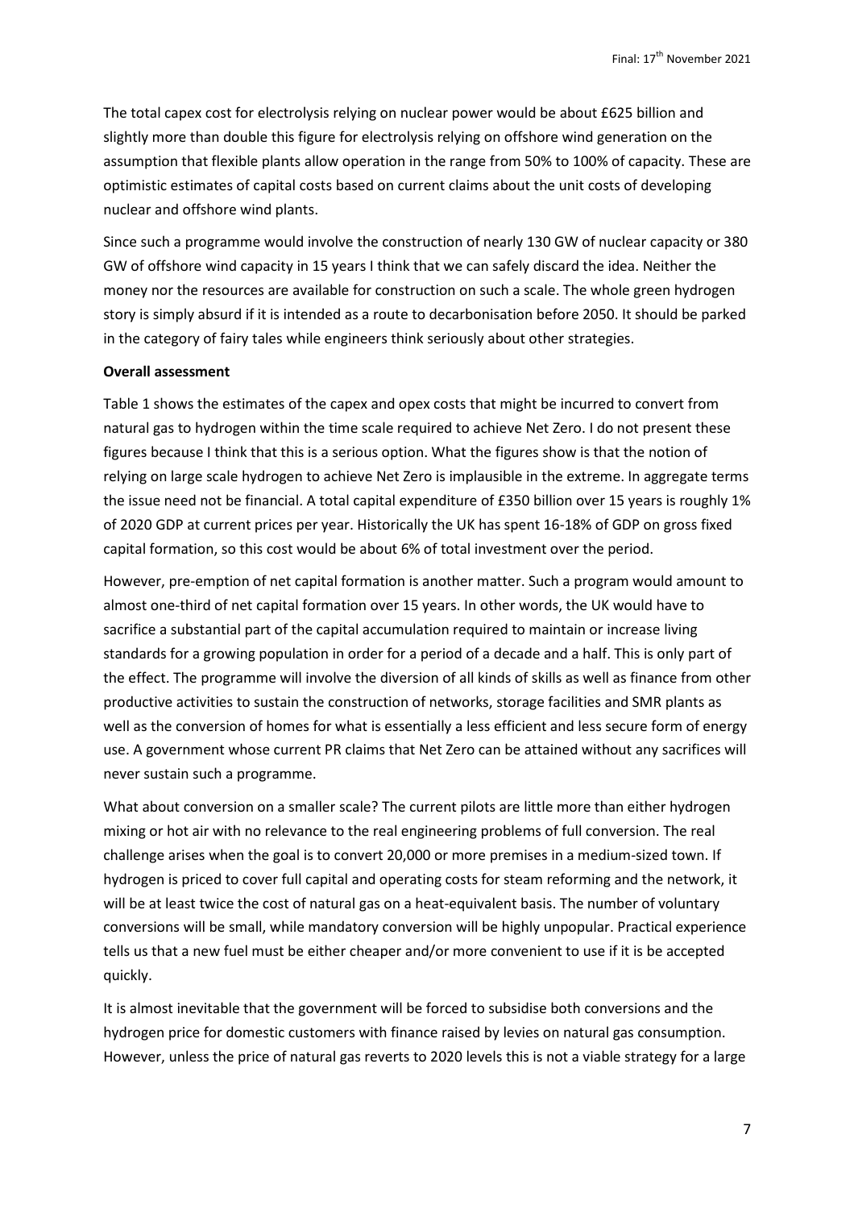The total capex cost for electrolysis relying on nuclear power would be about £625 billion and slightly more than double this figure for electrolysis relying on offshore wind generation on the assumption that flexible plants allow operation in the range from 50% to 100% of capacity. These are optimistic estimates of capital costs based on current claims about the unit costs of developing nuclear and offshore wind plants.

Since such a programme would involve the construction of nearly 130 GW of nuclear capacity or 380 GW of offshore wind capacity in 15 years I think that we can safely discard the idea. Neither the money nor the resources are available for construction on such a scale. The whole green hydrogen story is simply absurd if it is intended as a route to decarbonisation before 2050. It should be parked in the category of fairy tales while engineers think seriously about other strategies.

**Overall assessment**

Table 1 shows the estimates of the capex and opex costs that might be incurred to convert from natural gas to hydrogen within the time scale required to achieve Net Zero. I do not present these figures because I think that this is a serious option. What the figures show is that the notion of relying on large scale hydrogen to achieve Net Zero is implausible in the extreme. In aggregate terms the issue need not be financial. A total capital expenditure of £350 billion over 15 years is roughly 1% of 2020 GDP at current prices per year. Historically the UK has spent 16-18% of GDP on gross fixed capital formation, so this cost would be about 6% of total investment over the period.

However, pre-emption of net capital formation is another matter. Such a program would amount to almost one-third of net capital formation over 15 years. In other words, the UK would have to sacrifice a substantial part of the capital accumulation required to maintain or increase living standards for a growing population in order for a period of a decade and a half. This is only part of the effect. The programme will involve the diversion of all kinds of skills as well as finance from other productive activities to sustain the construction of networks, storage facilities and SMR plants as well as the conversion of homes for what is essentially a less efficient and less secure form of energy use. A government whose current PR claims that Net Zero can be attained without any sacrifices will never sustain such a programme.

What about conversion on a smaller scale? The current pilots are little more than either hydrogen mixing or hot air with no relevance to the real engineering problems of full conversion. The real challenge arises when the goal is to convert 20,000 or more premises in a medium-sized town. If hydrogen is priced to cover full capital and operating costs for steam reforming and the network, it will be at least twice the cost of natural gas on a heat-equivalent basis. The number of voluntary conversions will be small, while mandatory conversion will be highly unpopular. Practical experience tells us that a new fuel must be either cheaper and/or more convenient to use if it is be accepted quickly.

It is almost inevitable that the government will be forced to subsidise both conversions and the hydrogen price for domestic customers with finance raised by levies on natural gas consumption. However, unless the price of natural gas reverts to 2020 levels this is not a viable strategy for a large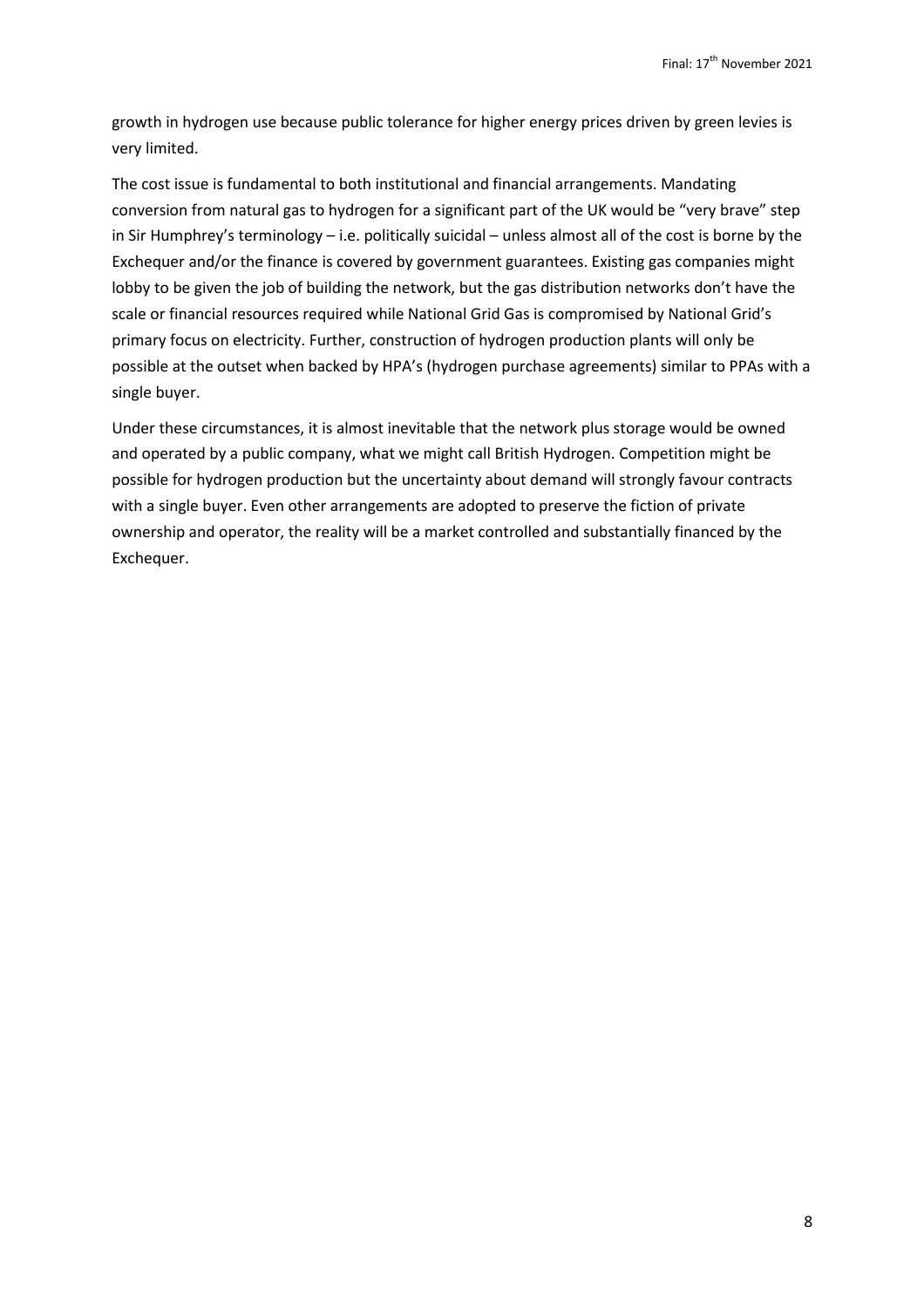growth in hydrogen use because public tolerance for higher energy prices driven by green levies is very limited.

The cost issue is fundamental to both institutional and financial arrangements. Mandating conversion from natural gas to hydrogen for a significant part of the UK would be "very brave" step in Sir Humphrey's terminology – i.e. politically suicidal – unless almost all of the cost is borne by the Exchequer and/or the finance is covered by government guarantees. Existing gas companies might lobby to be given the job of building the network, but the gas distribution networks don't have the scale or financial resources required while National Grid Gas is compromised by National Grid's primary focus on electricity. Further, construction of hydrogen production plants will only be possible at the outset when backed by HPA's (hydrogen purchase agreements) similar to PPAs with a single buyer.

Under these circumstances, it is almost inevitable that the network plus storage would be owned and operated by a public company, what we might call British Hydrogen. Competition might be possible for hydrogen production but the uncertainty about demand will strongly favour contracts with a single buyer. Even other arrangements are adopted to preserve the fiction of private ownership and operator, the reality will be a market controlled and substantially financed by the Exchequer.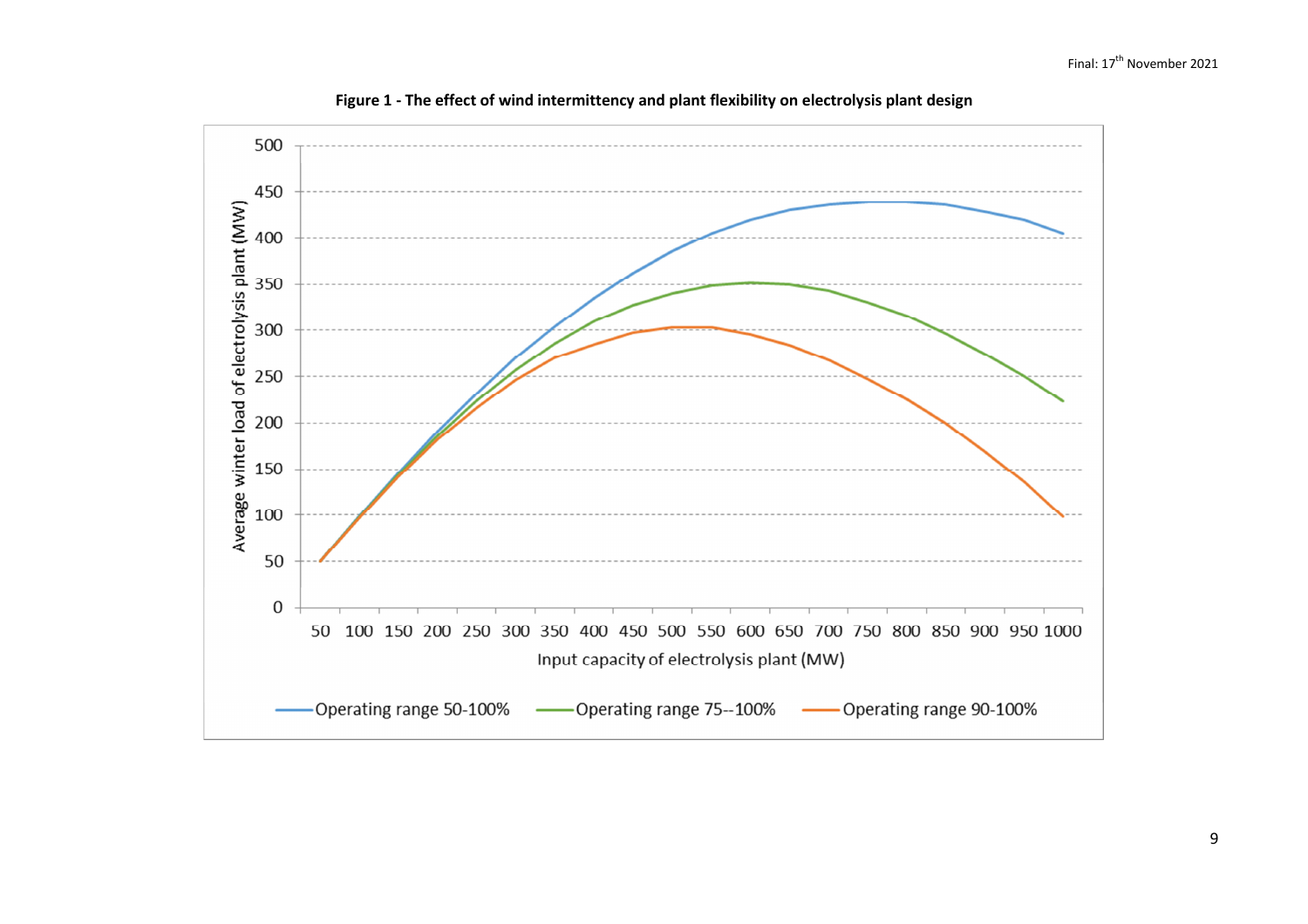**Figure 1 - The effect of wind intermittency and plant flexibility on electrolysis plant design**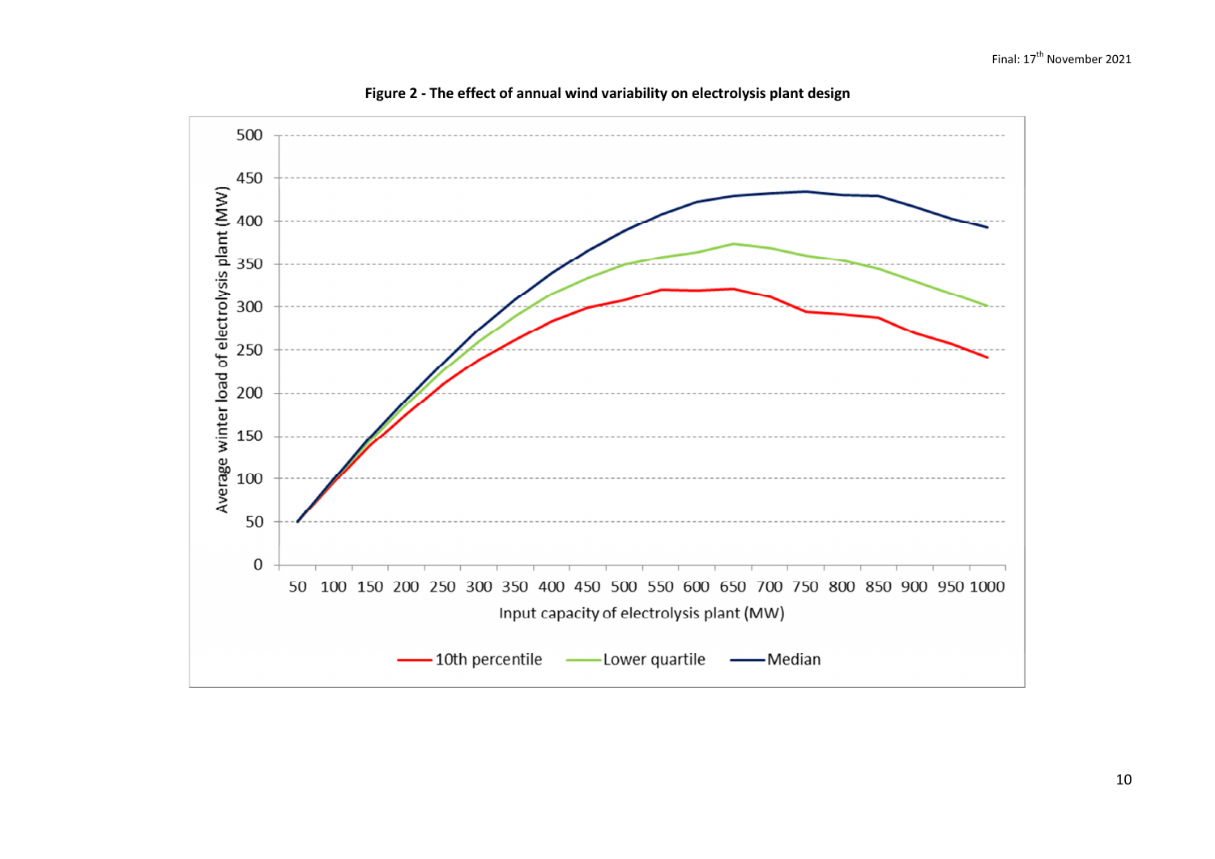**Figure 2 - The effect of annual wind variability on electrolysis plant design**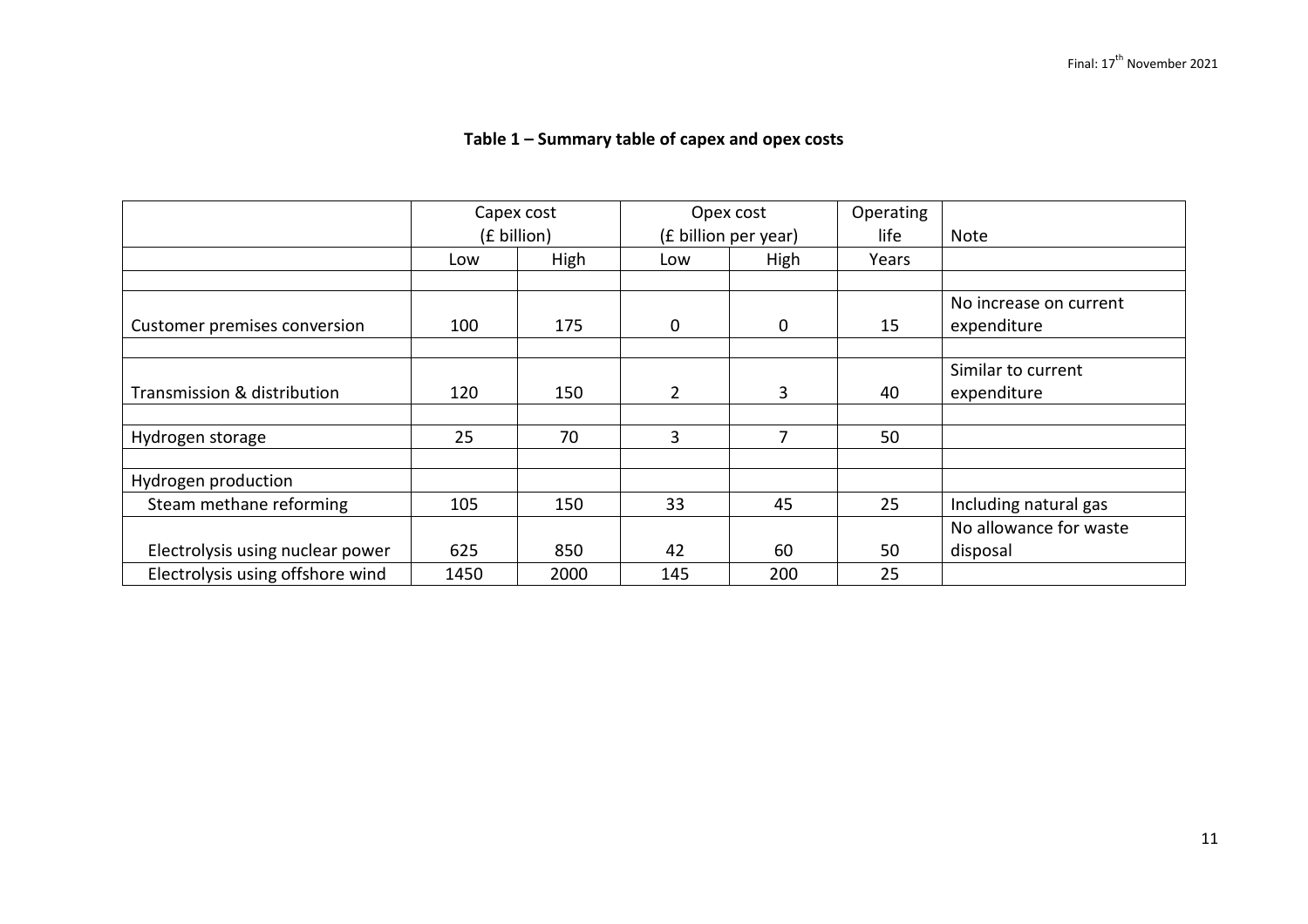**Table 1 – Summary table of capex and opex costs**

| | Capex cost (£ billion) | | Opex cost (£ billion per year) | | Operating life | Note |
|---|---|---|---|---|---|---|
| | Low | High | Low | High | Years | |
| Customer premises conversion | 100 | 175 | 0 | 0 | 15 | No increase on current expenditure |
| Transmission & distribution | 120 | 150 | 2 | 3 | 40 | Similar to current expenditure |
| Hydrogen storage | 25 | 70 | 3 | 7 | 50 | |
| Hydrogen production | | | | | | |
| Steam methane reforming | 105 | 150 | 33 | 45 | 25 | Including natural gas |
| Electrolysis using nuclear power | 625 | 850 | 42 | 60 | 50 | No allowance for waste disposal |
| Electrolysis using offshore wind | 1450 | 2000 | 145 | 200 | 25 | |